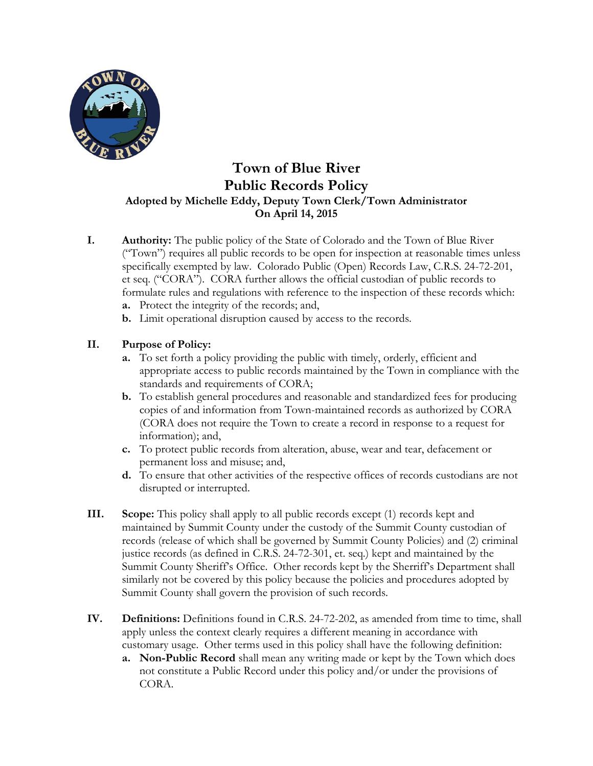# Town of Blue River
# Public Records Policy

**Adopted by Michelle Eddy, Deputy Town Clerk/Town Administrator**
**On April 14, 2015**

**I. Authority:** The public policy of the State of Colorado and the Town of Blue River ("Town") requires all public records to be open for inspection at reasonable times unless specifically exempted by law. Colorado Public (Open) Records Law, C.R.S. 24-72-201, et seq. ("CORA"). CORA further allows the official custodian of public records to formulate rules and regulations with reference to the inspection of these records which:

- **a.** Protect the integrity of the records; and,
- **b.** Limit operational disruption caused by access to the records.

**II. Purpose of Policy:**

- **a.** To set forth a policy providing the public with timely, orderly, efficient and appropriate access to public records maintained by the Town in compliance with the standards and requirements of CORA;
- **b.** To establish general procedures and reasonable and standardized fees for producing copies of and information from Town-maintained records as authorized by CORA (CORA does not require the Town to create a record in response to a request for information); and,
- **c.** To protect public records from alteration, abuse, wear and tear, defacement or permanent loss and misuse; and,
- **d.** To ensure that other activities of the respective offices of records custodians are not disrupted or interrupted.

**III. Scope:** This policy shall apply to all public records except (1) records kept and maintained by Summit County under the custody of the Summit County custodian of records (release of which shall be governed by Summit County Policies) and (2) criminal justice records (as defined in C.R.S. 24-72-301, et. seq.) kept and maintained by the Summit County Sheriff's Office. Other records kept by the Sherriff's Department shall similarly not be covered by this policy because the policies and procedures adopted by Summit County shall govern the provision of such records.

**IV. Definitions:** Definitions found in C.R.S. 24-72-202, as amended from time to time, shall apply unless the context clearly requires a different meaning in accordance with customary usage. Other terms used in this policy shall have the following definition:

- **a. Non-Public Record** shall mean any writing made or kept by the Town which does not constitute a Public Record under this policy and/or under the provisions of CORA.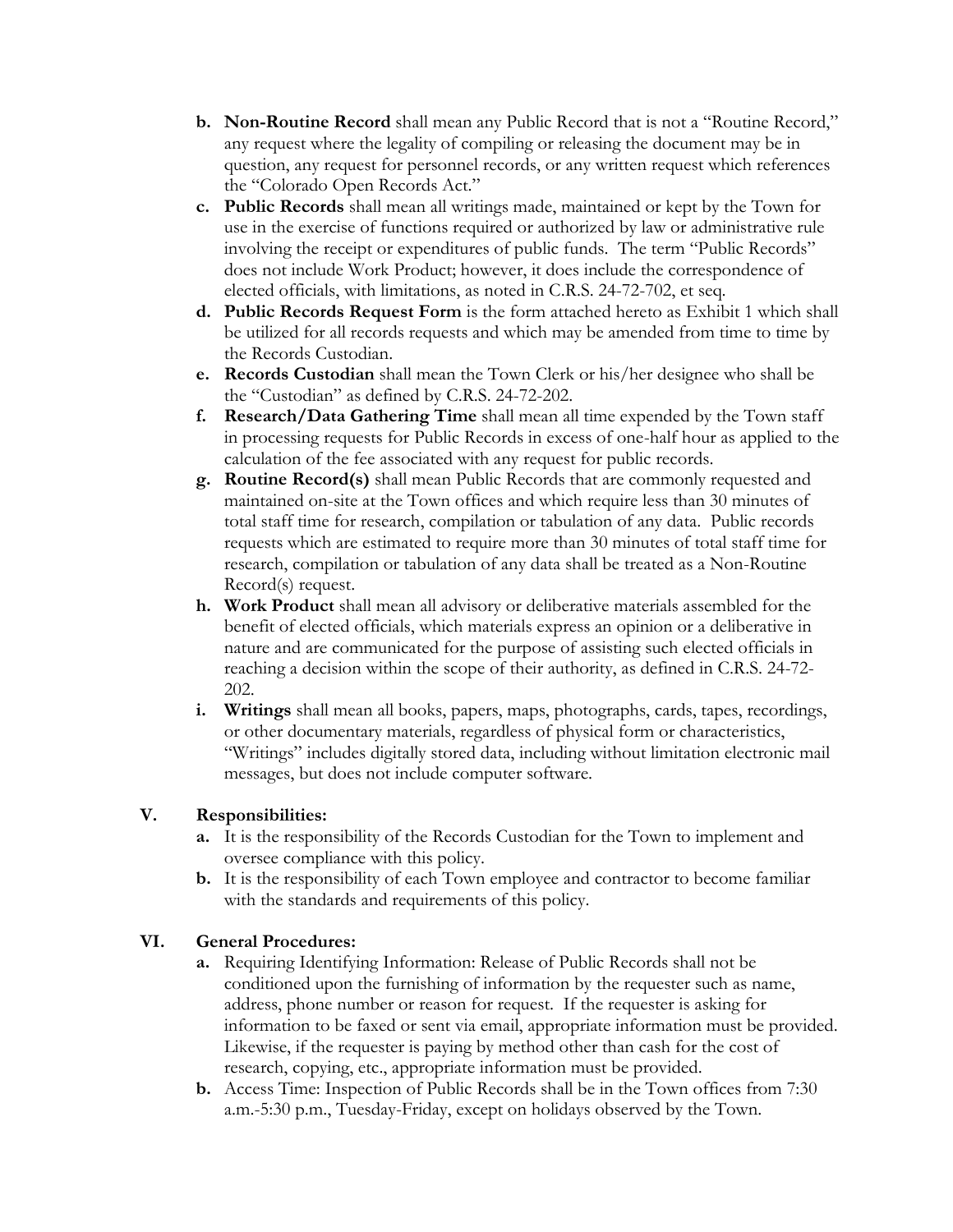- **b. Non-Routine Record** shall mean any Public Record that is not a "Routine Record," any request where the legality of compiling or releasing the document may be in question, any request for personnel records, or any written request which references the "Colorado Open Records Act."
- **c. Public Records** shall mean all writings made, maintained or kept by the Town for use in the exercise of functions required or authorized by law or administrative rule involving the receipt or expenditures of public funds. The term "Public Records" does not include Work Product; however, it does include the correspondence of elected officials, with limitations, as noted in C.R.S. 24-72-702, et seq.
- **d. Public Records Request Form** is the form attached hereto as Exhibit 1 which shall be utilized for all records requests and which may be amended from time to time by the Records Custodian.
- **e. Records Custodian** shall mean the Town Clerk or his/her designee who shall be the "Custodian" as defined by C.R.S. 24-72-202.
- **f. Research/Data Gathering Time** shall mean all time expended by the Town staff in processing requests for Public Records in excess of one-half hour as applied to the calculation of the fee associated with any request for public records.
- **g. Routine Record(s)** shall mean Public Records that are commonly requested and maintained on-site at the Town offices and which require less than 30 minutes of total staff time for research, compilation or tabulation of any data. Public records requests which are estimated to require more than 30 minutes of total staff time for research, compilation or tabulation of any data shall be treated as a Non-Routine Record(s) request.
- **h. Work Product** shall mean all advisory or deliberative materials assembled for the benefit of elected officials, which materials express an opinion or a deliberative in nature and are communicated for the purpose of assisting such elected officials in reaching a decision within the scope of their authority, as defined in C.R.S. 24-72-202.
- **i. Writings** shall mean all books, papers, maps, photographs, cards, tapes, recordings, or other documentary materials, regardless of physical form or characteristics, "Writings" includes digitally stored data, including without limitation electronic mail messages, but does not include computer software.

## V. Responsibilities:

- **a.** It is the responsibility of the Records Custodian for the Town to implement and oversee compliance with this policy.
- **b.** It is the responsibility of each Town employee and contractor to become familiar with the standards and requirements of this policy.

## VI. General Procedures:

- **a.** Requiring Identifying Information: Release of Public Records shall not be conditioned upon the furnishing of information by the requester such as name, address, phone number or reason for request. If the requester is asking for information to be faxed or sent via email, appropriate information must be provided. Likewise, if the requester is paying by method other than cash for the cost of research, copying, etc., appropriate information must be provided.
- **b.** Access Time: Inspection of Public Records shall be in the Town offices from 7:30 a.m.-5:30 p.m., Tuesday-Friday, except on holidays observed by the Town.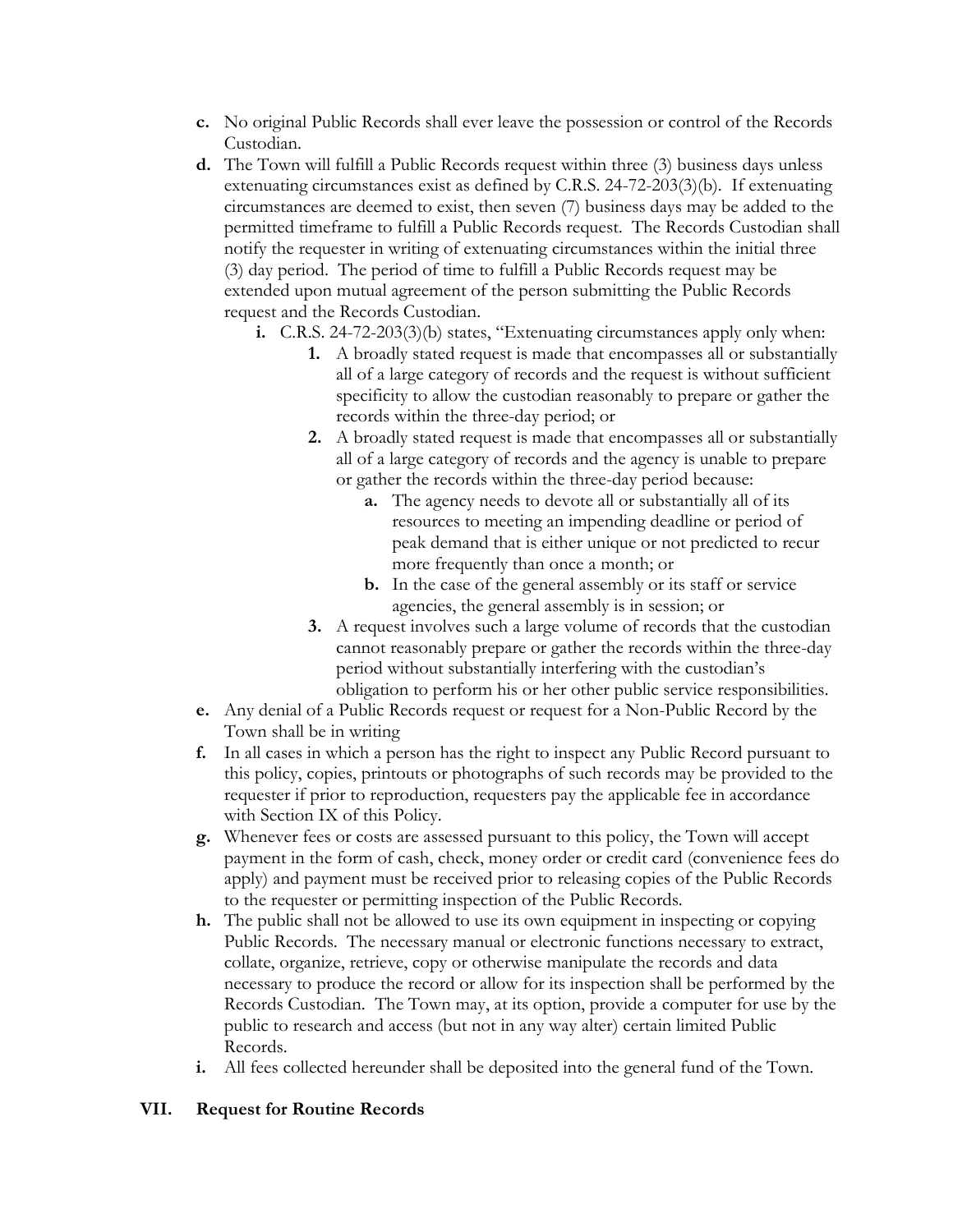c. No original Public Records shall ever leave the possession or control of the Records Custodian.

d. The Town will fulfill a Public Records request within three (3) business days unless extenuating circumstances exist as defined by C.R.S. 24-72-203(3)(b). If extenuating circumstances are deemed to exist, then seven (7) business days may be added to the permitted timeframe to fulfill a Public Records request. The Records Custodian shall notify the requester in writing of extenuating circumstances within the initial three (3) day period. The period of time to fulfill a Public Records request may be extended upon mutual agreement of the person submitting the Public Records request and the Records Custodian.

   i. C.R.S. 24-72-203(3)(b) states, "Extenuating circumstances apply only when:

      1. A broadly stated request is made that encompasses all or substantially all of a large category of records and the request is without sufficient specificity to allow the custodian reasonably to prepare or gather the records within the three-day period; or

      2. A broadly stated request is made that encompasses all or substantially all of a large category of records and the agency is unable to prepare or gather the records within the three-day period because:

         a. The agency needs to devote all or substantially all of its resources to meeting an impending deadline or period of peak demand that is either unique or not predicted to recur more frequently than once a month; or

         b. In the case of the general assembly or its staff or service agencies, the general assembly is in session; or

      3. A request involves such a large volume of records that the custodian cannot reasonably prepare or gather the records within the three-day period without substantially interfering with the custodian's obligation to perform his or her other public service responsibilities.

e. Any denial of a Public Records request or request for a Non-Public Record by the Town shall be in writing

f. In all cases in which a person has the right to inspect any Public Record pursuant to this policy, copies, printouts or photographs of such records may be provided to the requester if prior to reproduction, requesters pay the applicable fee in accordance with Section IX of this Policy.

g. Whenever fees or costs are assessed pursuant to this policy, the Town will accept payment in the form of cash, check, money order or credit card (convenience fees do apply) and payment must be received prior to releasing copies of the Public Records to the requester or permitting inspection of the Public Records.

h. The public shall not be allowed to use its own equipment in inspecting or copying Public Records. The necessary manual or electronic functions necessary to extract, collate, organize, retrieve, copy or otherwise manipulate the records and data necessary to produce the record or allow for its inspection shall be performed by the Records Custodian. The Town may, at its option, provide a computer for use by the public to research and access (but not in any way alter) certain limited Public Records.

i. All fees collected hereunder shall be deposited into the general fund of the Town.

## VII. Request for Routine Records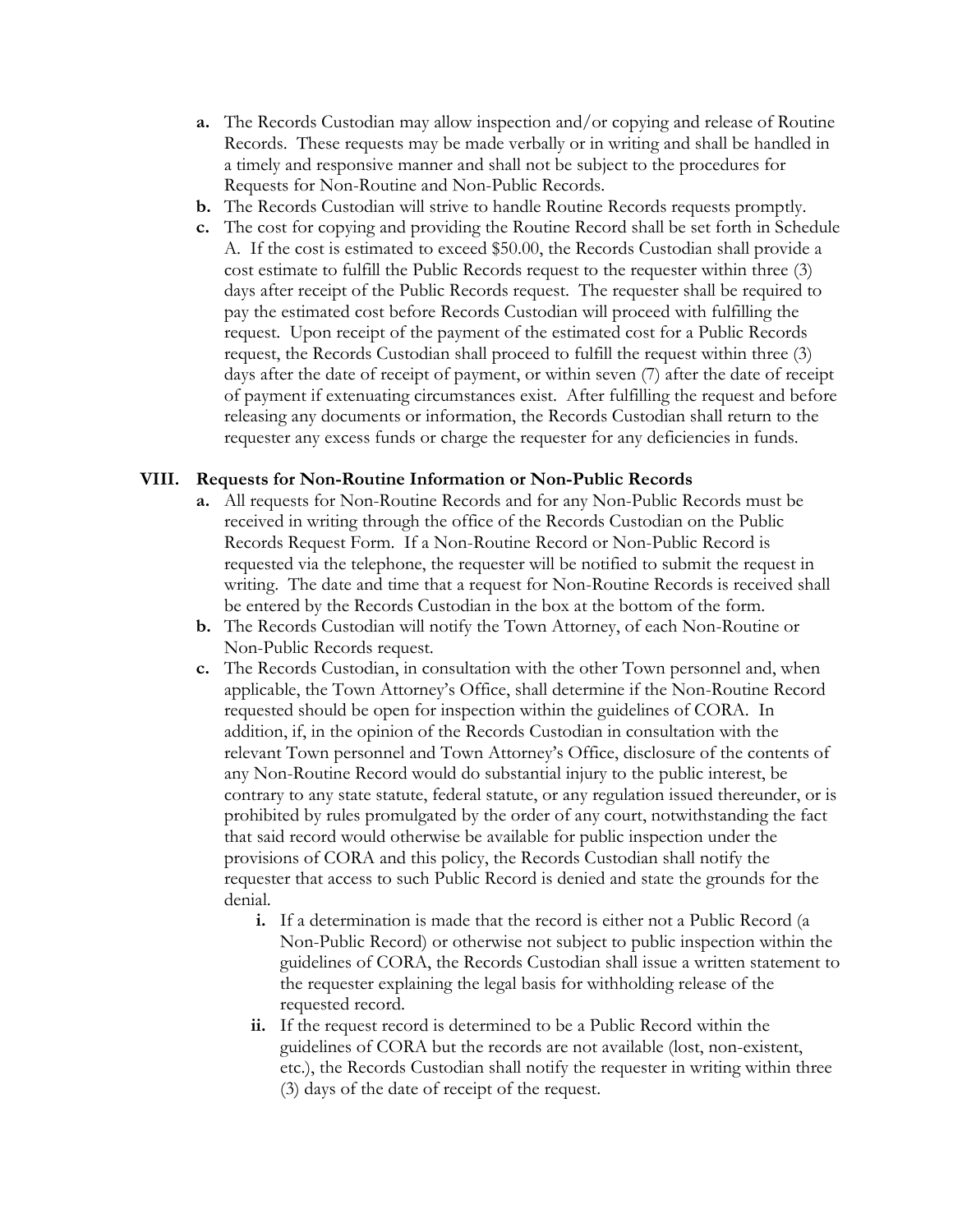- **a.** The Records Custodian may allow inspection and/or copying and release of Routine Records. These requests may be made verbally or in writing and shall be handled in a timely and responsive manner and shall not be subject to the procedures for Requests for Non-Routine and Non-Public Records.
- **b.** The Records Custodian will strive to handle Routine Records requests promptly.
- **c.** The cost for copying and providing the Routine Record shall be set forth in Schedule A. If the cost is estimated to exceed $50.00, the Records Custodian shall provide a cost estimate to fulfill the Public Records request to the requester within three (3) days after receipt of the Public Records request. The requester shall be required to pay the estimated cost before Records Custodian will proceed with fulfilling the request. Upon receipt of the payment of the estimated cost for a Public Records request, the Records Custodian shall proceed to fulfill the request within three (3) days after the date of receipt of payment, or within seven (7) after the date of receipt of payment if extenuating circumstances exist. After fulfilling the request and before releasing any documents or information, the Records Custodian shall return to the requester any excess funds or charge the requester for any deficiencies in funds.

## VIII. Requests for Non-Routine Information or Non-Public Records

- **a.** All requests for Non-Routine Records and for any Non-Public Records must be received in writing through the office of the Records Custodian on the Public Records Request Form. If a Non-Routine Record or Non-Public Record is requested via the telephone, the requester will be notified to submit the request in writing. The date and time that a request for Non-Routine Records is received shall be entered by the Records Custodian in the box at the bottom of the form.
- **b.** The Records Custodian will notify the Town Attorney, of each Non-Routine or Non-Public Records request.
- **c.** The Records Custodian, in consultation with the other Town personnel and, when applicable, the Town Attorney's Office, shall determine if the Non-Routine Record requested should be open for inspection within the guidelines of CORA. In addition, if, in the opinion of the Records Custodian in consultation with the relevant Town personnel and Town Attorney's Office, disclosure of the contents of any Non-Routine Record would do substantial injury to the public interest, be contrary to any state statute, federal statute, or any regulation issued thereunder, or is prohibited by rules promulgated by the order of any court, notwithstanding the fact that said record would otherwise be available for public inspection under the provisions of CORA and this policy, the Records Custodian shall notify the requester that access to such Public Record is denied and state the grounds for the denial.
  - **i.** If a determination is made that the record is either not a Public Record (a Non-Public Record) or otherwise not subject to public inspection within the guidelines of CORA, the Records Custodian shall issue a written statement to the requester explaining the legal basis for withholding release of the requested record.
  - **ii.** If the request record is determined to be a Public Record within the guidelines of CORA but the records are not available (lost, non-existent, etc.), the Records Custodian shall notify the requester in writing within three (3) days of the date of receipt of the request.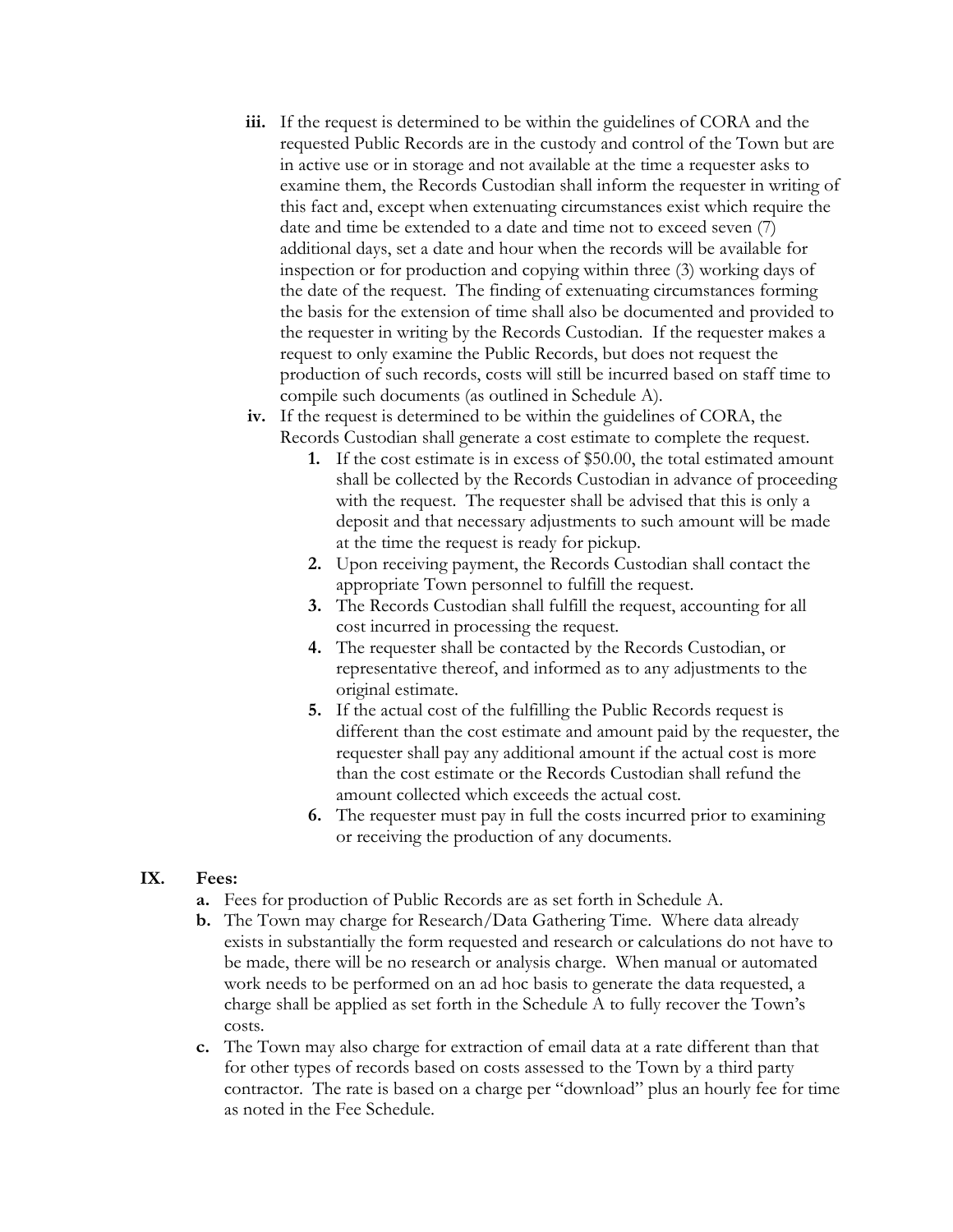iii. If the request is determined to be within the guidelines of CORA and the requested Public Records are in the custody and control of the Town but are in active use or in storage and not available at the time a requester asks to examine them, the Records Custodian shall inform the requester in writing of this fact and, except when extenuating circumstances exist which require the date and time be extended to a date and time not to exceed seven (7) additional days, set a date and hour when the records will be available for inspection or for production and copying within three (3) working days of the date of the request. The finding of extenuating circumstances forming the basis for the extension of time shall also be documented and provided to the requester in writing by the Records Custodian. If the requester makes a request to only examine the Public Records, but does not request the production of such records, costs will still be incurred based on staff time to compile such documents (as outlined in Schedule A).

iv. If the request is determined to be within the guidelines of CORA, the Records Custodian shall generate a cost estimate to complete the request.

1. If the cost estimate is in excess of $50.00, the total estimated amount shall be collected by the Records Custodian in advance of proceeding with the request. The requester shall be advised that this is only a deposit and that necessary adjustments to such amount will be made at the time the request is ready for pickup.
2. Upon receiving payment, the Records Custodian shall contact the appropriate Town personnel to fulfill the request.
3. The Records Custodian shall fulfill the request, accounting for all cost incurred in processing the request.
4. The requester shall be contacted by the Records Custodian, or representative thereof, and informed as to any adjustments to the original estimate.
5. If the actual cost of the fulfilling the Public Records request is different than the cost estimate and amount paid by the requester, the requester shall pay any additional amount if the actual cost is more than the cost estimate or the Records Custodian shall refund the amount collected which exceeds the actual cost.
6. The requester must pay in full the costs incurred prior to examining or receiving the production of any documents.

## IX. Fees:

a. Fees for production of Public Records are as set forth in Schedule A.

b. The Town may charge for Research/Data Gathering Time. Where data already exists in substantially the form requested and research or calculations do not have to be made, there will be no research or analysis charge. When manual or automated work needs to be performed on an ad hoc basis to generate the data requested, a charge shall be applied as set forth in the Schedule A to fully recover the Town's costs.

c. The Town may also charge for extraction of email data at a rate different than that for other types of records based on costs assessed to the Town by a third party contractor. The rate is based on a charge per "download" plus an hourly fee for time as noted in the Fee Schedule.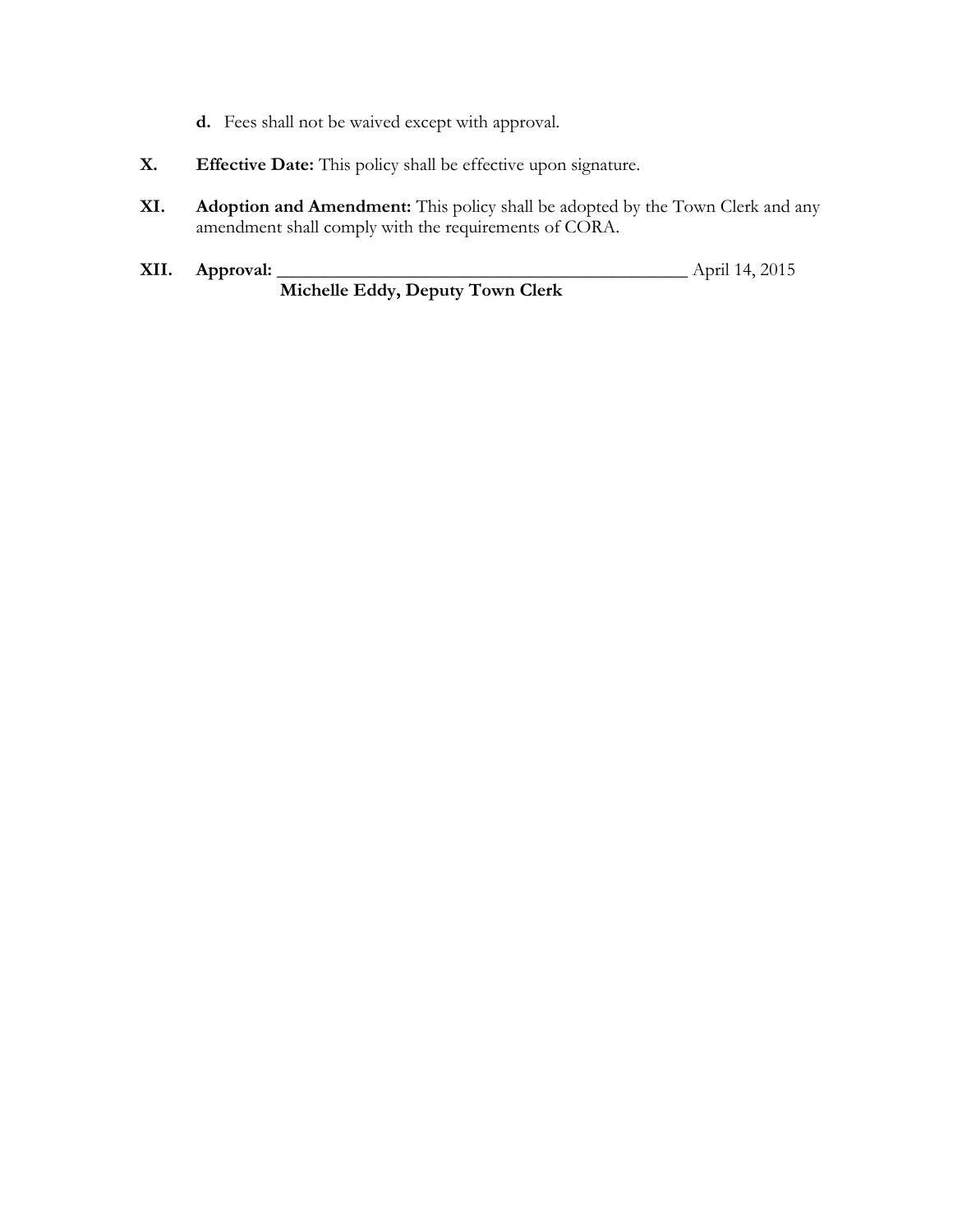d. Fees shall not be waived except with approval.

**X. Effective Date:** This policy shall be effective upon signature.

**XI. Adoption and Amendment:** This policy shall be adopted by the Town Clerk and any amendment shall comply with the requirements of CORA.

**XII. Approval:** _______________________________________________ April 14, 2015
**Michelle Eddy, Deputy Town Clerk**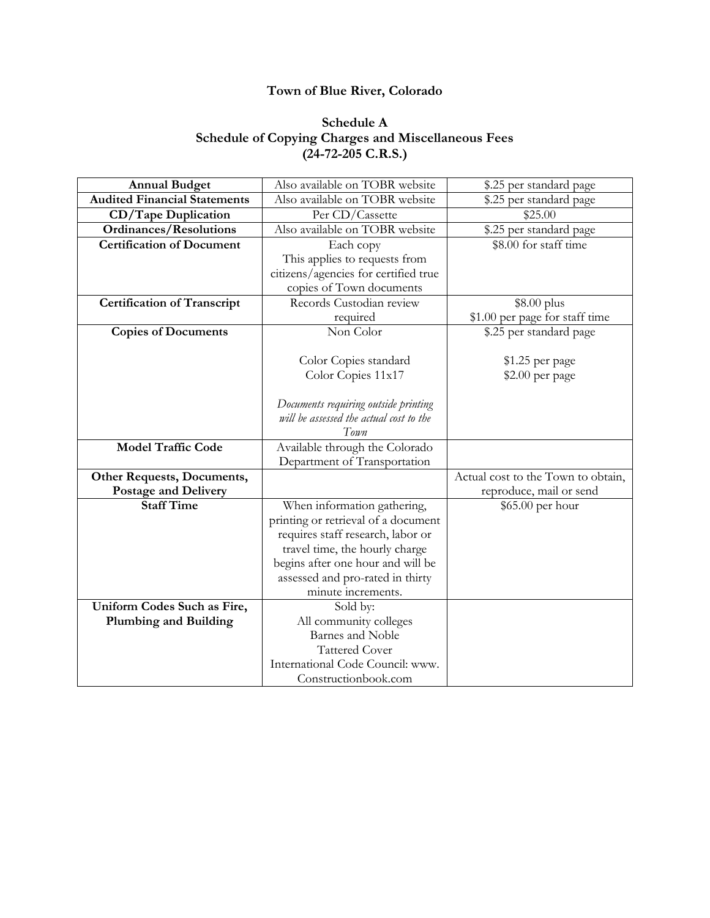# Town of Blue River, Colorado

## Schedule A
## Schedule of Copying Charges and Miscellaneous Fees
## (24-72-205 C.R.S.)

| **Annual Budget** | Also available on TOBR website | $.25 per standard page |
|---|---|---|
| **Audited Financial Statements** | Also available on TOBR website | $.25 per standard page |
| **CD/Tape Duplication** | Per CD/Cassette | $25.00 |
| **Ordinances/Resolutions** | Also available on TOBR website | $.25 per standard page |
| **Certification of Document** | Each copy<br>This applies to requests from citizens/agencies for certified true copies of Town documents | $8.00 for staff time |
| **Certification of Transcript** | Records Custodian review required | $8.00 plus<br>$1.00 per page for staff time |
| **Copies of Documents** | Non Color<br><br>Color Copies standard<br>Color Copies 11x17<br><br>*Documents requiring outside printing will be assessed the actual cost to the Town* | $.25 per standard page<br><br>$1.25 per page<br>$2.00 per page |
| **Model Traffic Code** | Available through the Colorado Department of Transportation | |
| **Other Requests, Documents, Postage and Delivery** | | Actual cost to the Town to obtain, reproduce, mail or send |
| **Staff Time** | When information gathering, printing or retrieval of a document requires staff research, labor or travel time, the hourly charge begins after one hour and will be assessed and pro-rated in thirty minute increments. | $65.00 per hour |
| **Uniform Codes Such as Fire, Plumbing and Building** | Sold by:<br>All community colleges<br>Barnes and Noble<br>Tattered Cover<br>International Code Council: www. Constructionbook.com | |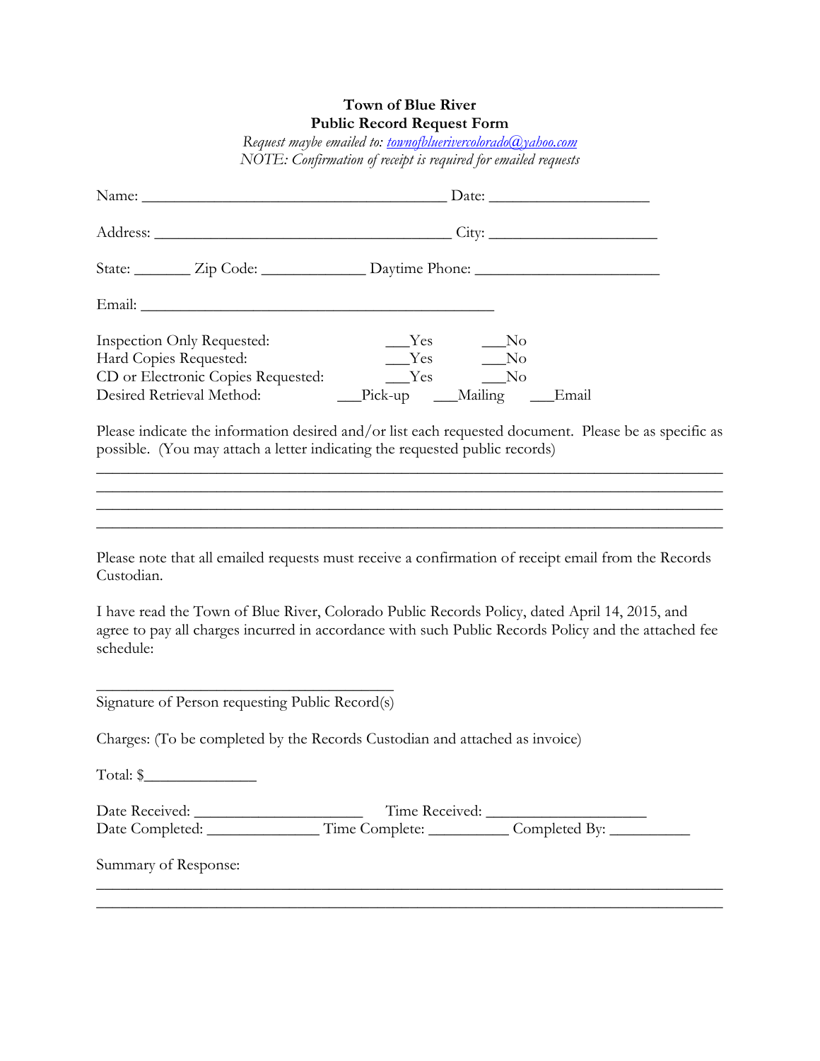**Town of Blue River**
**Public Record Request Form**

*Request maybe emailed to: townofbluerivercolorado@yahoo.com*
*NOTE: Confirmation of receipt is required for emailed requests*

Name: ______________________________________ Date: ____________________

Address: _____________________________________ City: _____________________

State: _______ Zip Code: _____________ Daytime Phone: _______________________

Email: ____________________________________________

Inspection Only Requested: ___Yes ___No
Hard Copies Requested: ___Yes ___No
CD or Electronic Copies Requested: ___Yes ___No
Desired Retrieval Method: ___Pick-up ___Mailing ___Email

Please indicate the information desired and/or list each requested document. Please be as specific as possible. (You may attach a letter indicating the requested public records)

______________________________________________________________________________
______________________________________________________________________________
______________________________________________________________________________
______________________________________________________________________________

Please note that all emailed requests must receive a confirmation of receipt email from the Records Custodian.

I have read the Town of Blue River, Colorado Public Records Policy, dated April 14, 2015, and agree to pay all charges incurred in accordance with such Public Records Policy and the attached fee schedule:

_____________________________________
Signature of Person requesting Public Record(s)

Charges: (To be completed by the Records Custodian and attached as invoice)

Total: $______________

Date Received: _____________________ Time Received: ____________________
Date Completed: ______________ Time Complete: __________ Completed By: __________

Summary of Response:

______________________________________________________________________________
______________________________________________________________________________